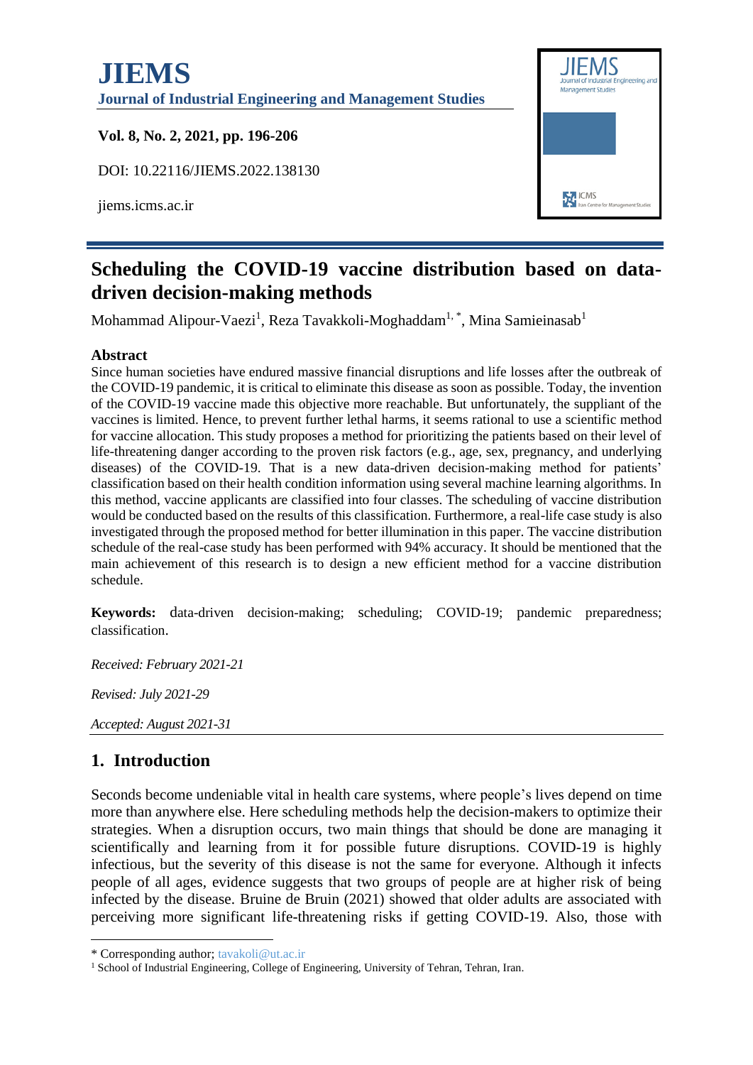# JIEMS

**Journal of Industrial Engineering and Management Studies**

**Vol. 8, No. 2, 2021, pp. 196-206**

DOI: 10.22116/JIEMS.2022.138130

jiems.icms.ac.ir

# Scheduling the COVID-19 vaccine distribution based on data-driven decision-making methods

Mohammad Alipour-Vaezi[1], Reza Tavakkoli-Moghaddam[1, *], Mina Samieinasab[1]

## Abstract

Since human societies have endured massive financial disruptions and life losses after the outbreak of the COVID-19 pandemic, it is critical to eliminate this disease as soon as possible. Today, the invention of the COVID-19 vaccine made this objective more reachable. But unfortunately, the suppliant of the vaccines is limited. Hence, to prevent further lethal harms, it seems rational to use a scientific method for vaccine allocation. This study proposes a method for prioritizing the patients based on their level of life-threatening danger according to the proven risk factors (e.g., age, sex, pregnancy, and underlying diseases) of the COVID-19. That is a new data-driven decision-making method for patients' classification based on their health condition information using several machine learning algorithms. In this method, vaccine applicants are classified into four classes. The scheduling of vaccine distribution would be conducted based on the results of this classification. Furthermore, a real-life case study is also investigated through the proposed method for better illumination in this paper. The vaccine distribution schedule of the real-case study has been performed with 94% accuracy. It should be mentioned that the main achievement of this research is to design a new efficient method for a vaccine distribution schedule.

**Keywords:** data-driven decision-making; scheduling; COVID-19; pandemic preparedness; classification.

*Received: February 2021-21*

*Revised: July 2021-29*

*Accepted: August 2021-31*

## 1. Introduction

Seconds become undeniable vital in health care systems, where people's lives depend on time more than anywhere else. Here scheduling methods help the decision-makers to optimize their strategies. When a disruption occurs, two main things that should be done are managing it scientifically and learning from it for possible future disruptions. COVID-19 is highly infectious, but the severity of this disease is not the same for everyone. Although it infects people of all ages, evidence suggests that two groups of people are at higher risk of being infected by the disease. Bruine de Bruin (2021) showed that older adults are associated with perceiving more significant life-threatening risks if getting COVID-19. Also, those with

---

\* Corresponding author; tavakoli@ut.ac.ir

[1] School of Industrial Engineering, College of Engineering, University of Tehran, Tehran, Iran.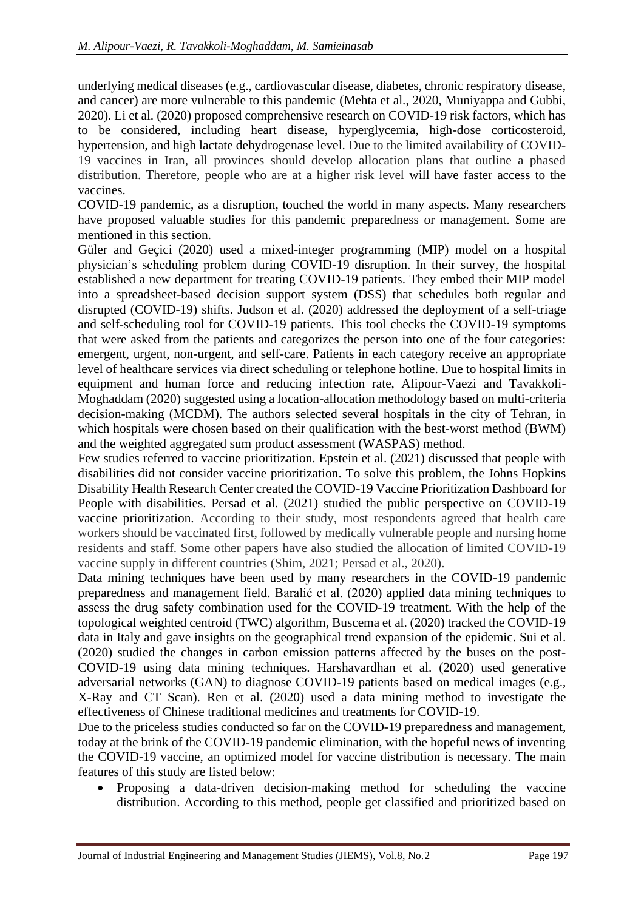underlying medical diseases (e.g., cardiovascular disease, diabetes, chronic respiratory disease, and cancer) are more vulnerable to this pandemic (Mehta et al., 2020, Muniyappa and Gubbi, 2020). Li et al. (2020) proposed comprehensive research on COVID-19 risk factors, which has to be considered, including heart disease, hyperglycemia, high-dose corticosteroid, hypertension, and high lactate dehydrogenase level. Due to the limited availability of COVID-19 vaccines in Iran, all provinces should develop allocation plans that outline a phased distribution. Therefore, people who are at a higher risk level will have faster access to the vaccines.

COVID-19 pandemic, as a disruption, touched the world in many aspects. Many researchers have proposed valuable studies for this pandemic preparedness or management. Some are mentioned in this section.

Güler and Geçici (2020) used a mixed-integer programming (MIP) model on a hospital physician's scheduling problem during COVID-19 disruption. In their survey, the hospital established a new department for treating COVID-19 patients. They embed their MIP model into a spreadsheet-based decision support system (DSS) that schedules both regular and disrupted (COVID-19) shifts. Judson et al. (2020) addressed the deployment of a self-triage and self-scheduling tool for COVID-19 patients. This tool checks the COVID-19 symptoms that were asked from the patients and categorizes the person into one of the four categories: emergent, urgent, non-urgent, and self-care. Patients in each category receive an appropriate level of healthcare services via direct scheduling or telephone hotline. Due to hospital limits in equipment and human force and reducing infection rate, Alipour-Vaezi and Tavakkoli-Moghaddam (2020) suggested using a location-allocation methodology based on multi-criteria decision-making (MCDM). The authors selected several hospitals in the city of Tehran, in which hospitals were chosen based on their qualification with the best-worst method (BWM) and the weighted aggregated sum product assessment (WASPAS) method.

Few studies referred to vaccine prioritization. Epstein et al. (2021) discussed that people with disabilities did not consider vaccine prioritization. To solve this problem, the Johns Hopkins Disability Health Research Center created the COVID-19 Vaccine Prioritization Dashboard for People with disabilities. Persad et al. (2021) studied the public perspective on COVID-19 vaccine prioritization. According to their study, most respondents agreed that health care workers should be vaccinated first, followed by medically vulnerable people and nursing home residents and staff. Some other papers have also studied the allocation of limited COVID-19 vaccine supply in different countries (Shim, 2021; Persad et al., 2020).

Data mining techniques have been used by many researchers in the COVID-19 pandemic preparedness and management field. Baralić et al. (2020) applied data mining techniques to assess the drug safety combination used for the COVID-19 treatment. With the help of the topological weighted centroid (TWC) algorithm, Buscema et al. (2020) tracked the COVID-19 data in Italy and gave insights on the geographical trend expansion of the epidemic. Sui et al. (2020) studied the changes in carbon emission patterns affected by the buses on the post-COVID-19 using data mining techniques. Harshavardhan et al. (2020) used generative adversarial networks (GAN) to diagnose COVID-19 patients based on medical images (e.g., X-Ray and CT Scan). Ren et al. (2020) used a data mining method to investigate the effectiveness of Chinese traditional medicines and treatments for COVID-19.

Due to the priceless studies conducted so far on the COVID-19 preparedness and management, today at the brink of the COVID-19 pandemic elimination, with the hopeful news of inventing the COVID-19 vaccine, an optimized model for vaccine distribution is necessary. The main features of this study are listed below:

- Proposing a data-driven decision-making method for scheduling the vaccine distribution. According to this method, people get classified and prioritized based on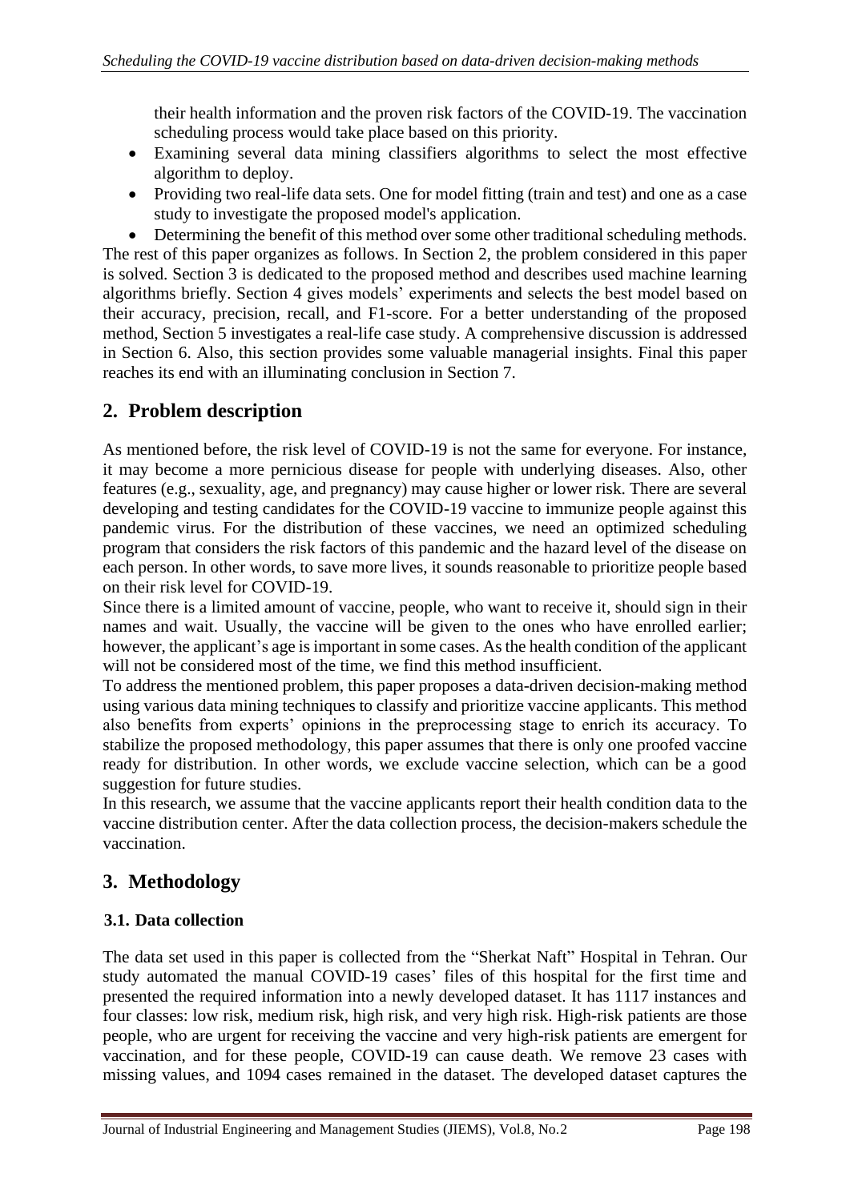their health information and the proven risk factors of the COVID-19. The vaccination scheduling process would take place based on this priority.

- Examining several data mining classifiers algorithms to select the most effective algorithm to deploy.
- Providing two real-life data sets. One for model fitting (train and test) and one as a case study to investigate the proposed model's application.
- Determining the benefit of this method over some other traditional scheduling methods.

The rest of this paper organizes as follows. In Section 2, the problem considered in this paper is solved. Section 3 is dedicated to the proposed method and describes used machine learning algorithms briefly. Section 4 gives models' experiments and selects the best model based on their accuracy, precision, recall, and F1-score. For a better understanding of the proposed method, Section 5 investigates a real-life case study. A comprehensive discussion is addressed in Section 6. Also, this section provides some valuable managerial insights. Final this paper reaches its end with an illuminating conclusion in Section 7.

## 2. Problem description

As mentioned before, the risk level of COVID-19 is not the same for everyone. For instance, it may become a more pernicious disease for people with underlying diseases. Also, other features (e.g., sexuality, age, and pregnancy) may cause higher or lower risk. There are several developing and testing candidates for the COVID-19 vaccine to immunize people against this pandemic virus. For the distribution of these vaccines, we need an optimized scheduling program that considers the risk factors of this pandemic and the hazard level of the disease on each person. In other words, to save more lives, it sounds reasonable to prioritize people based on their risk level for COVID-19.

Since there is a limited amount of vaccine, people, who want to receive it, should sign in their names and wait. Usually, the vaccine will be given to the ones who have enrolled earlier; however, the applicant's age is important in some cases. As the health condition of the applicant will not be considered most of the time, we find this method insufficient.

To address the mentioned problem, this paper proposes a data-driven decision-making method using various data mining techniques to classify and prioritize vaccine applicants. This method also benefits from experts' opinions in the preprocessing stage to enrich its accuracy. To stabilize the proposed methodology, this paper assumes that there is only one proofed vaccine ready for distribution. In other words, we exclude vaccine selection, which can be a good suggestion for future studies.

In this research, we assume that the vaccine applicants report their health condition data to the vaccine distribution center. After the data collection process, the decision-makers schedule the vaccination.

## 3. Methodology

### 3.1. Data collection

The data set used in this paper is collected from the "Sherkat Naft" Hospital in Tehran. Our study automated the manual COVID-19 cases' files of this hospital for the first time and presented the required information into a newly developed dataset. It has 1117 instances and four classes: low risk, medium risk, high risk, and very high risk. High-risk patients are those people, who are urgent for receiving the vaccine and very high-risk patients are emergent for vaccination, and for these people, COVID-19 can cause death. We remove 23 cases with missing values, and 1094 cases remained in the dataset. The developed dataset captures the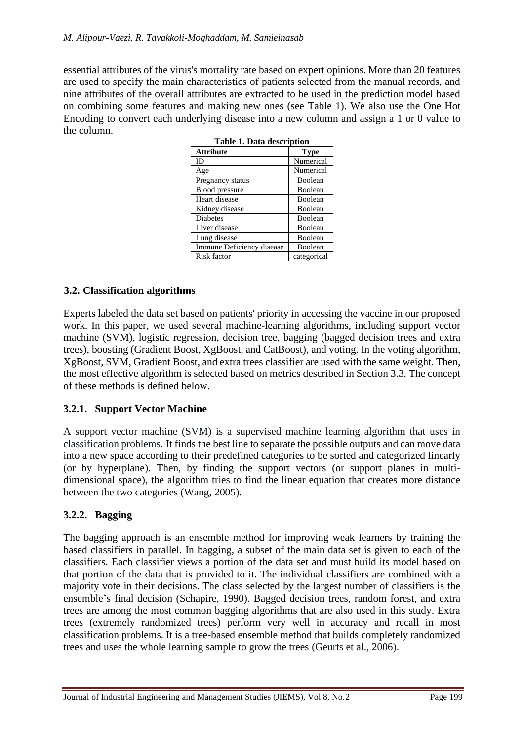essential attributes of the virus's mortality rate based on expert opinions. More than 20 features are used to specify the main characteristics of patients selected from the manual records, and nine attributes of the overall attributes are extracted to be used in the prediction model based on combining some features and making new ones (see Table 1). We also use the One Hot Encoding to convert each underlying disease into a new column and assign a 1 or 0 value to the column.

**Table 1. Data description**

| Attribute | Type |
|---|---|
| ID | Numerical |
| Age | Numerical |
| Pregnancy status | Boolean |
| Blood pressure | Boolean |
| Heart disease | Boolean |
| Kidney disease | Boolean |
| Diabetes | Boolean |
| Liver disease | Boolean |
| Lung disease | Boolean |
| Immune Deficiency disease | Boolean |
| Risk factor | categorical |

### 3.2. Classification algorithms

Experts labeled the data set based on patients' priority in accessing the vaccine in our proposed work. In this paper, we used several machine-learning algorithms, including support vector machine (SVM), logistic regression, decision tree, bagging (bagged decision trees and extra trees), boosting (Gradient Boost, XgBoost, and CatBoost), and voting. In the voting algorithm, XgBoost, SVM, Gradient Boost, and extra trees classifier are used with the same weight. Then, the most effective algorithm is selected based on metrics described in Section 3.3. The concept of these methods is defined below.

#### 3.2.1. Support Vector Machine

A support vector machine (SVM) is a supervised machine learning algorithm that uses in classification problems. It finds the best line to separate the possible outputs and can move data into a new space according to their predefined categories to be sorted and categorized linearly (or by hyperplane). Then, by finding the support vectors (or support planes in multi-dimensional space), the algorithm tries to find the linear equation that creates more distance between the two categories (Wang, 2005).

#### 3.2.2. Bagging

The bagging approach is an ensemble method for improving weak learners by training the based classifiers in parallel. In bagging, a subset of the main data set is given to each of the classifiers. Each classifier views a portion of the data set and must build its model based on that portion of the data that is provided to it. The individual classifiers are combined with a majority vote in their decisions. The class selected by the largest number of classifiers is the ensemble's final decision (Schapire, 1990). Bagged decision trees, random forest, and extra trees are among the most common bagging algorithms that are also used in this study. Extra trees (extremely randomized trees) perform very well in accuracy and recall in most classification problems. It is a tree-based ensemble method that builds completely randomized trees and uses the whole learning sample to grow the trees (Geurts et al., 2006).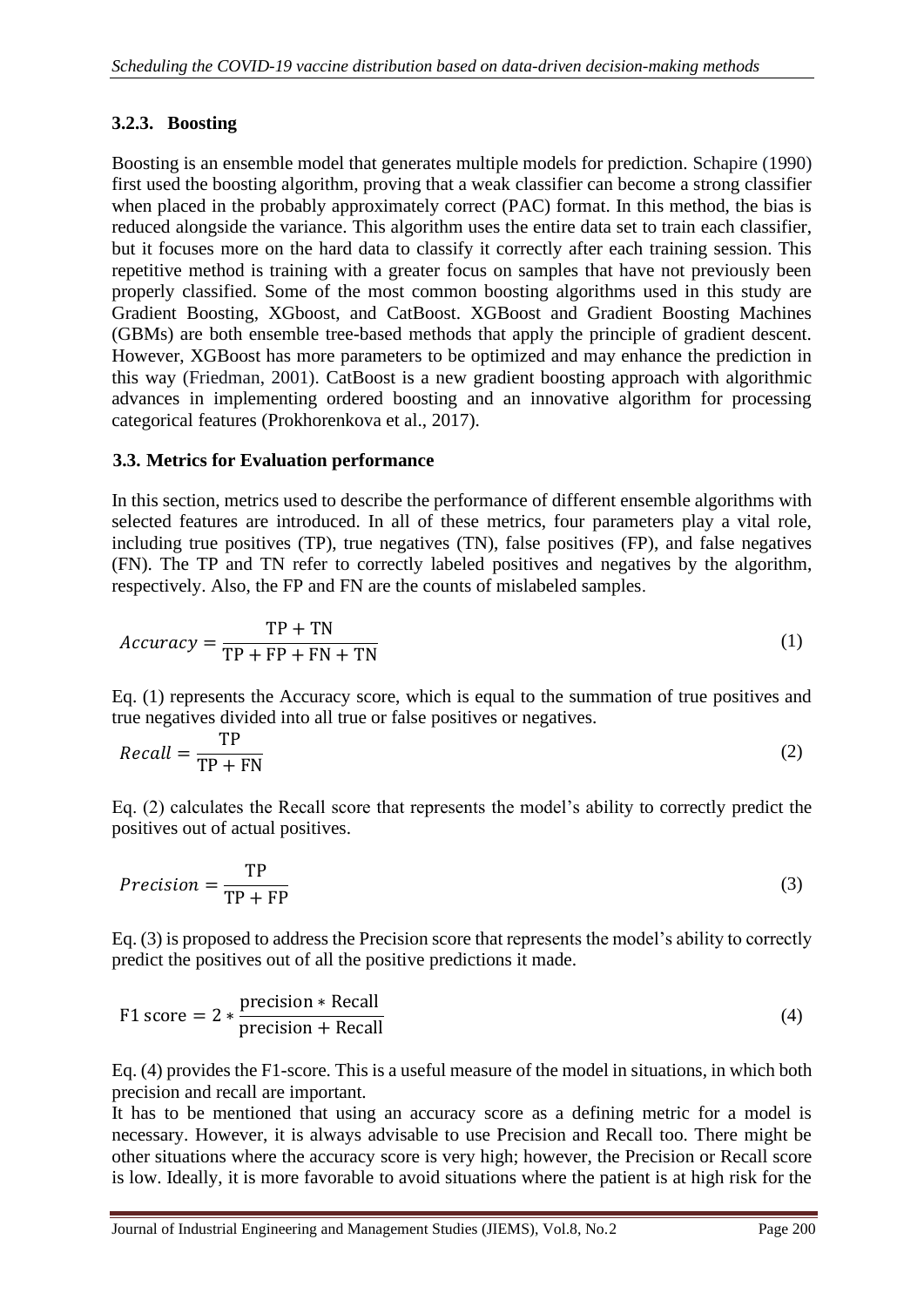### 3.2.3. Boosting

Boosting is an ensemble model that generates multiple models for prediction. Schapire (1990) first used the boosting algorithm, proving that a weak classifier can become a strong classifier when placed in the probably approximately correct (PAC) format. In this method, the bias is reduced alongside the variance. This algorithm uses the entire data set to train each classifier, but it focuses more on the hard data to classify it correctly after each training session. This repetitive method is training with a greater focus on samples that have not previously been properly classified. Some of the most common boosting algorithms used in this study are Gradient Boosting, XGboost, and CatBoost. XGBoost and Gradient Boosting Machines (GBMs) are both ensemble tree-based methods that apply the principle of gradient descent. However, XGBoost has more parameters to be optimized and may enhance the prediction in this way (Friedman, 2001). CatBoost is a new gradient boosting approach with algorithmic advances in implementing ordered boosting and an innovative algorithm for processing categorical features (Prokhorenkova et al., 2017).

### 3.3. Metrics for Evaluation performance

In this section, metrics used to describe the performance of different ensemble algorithms with selected features are introduced. In all of these metrics, four parameters play a vital role, including true positives (TP), true negatives (TN), false positives (FP), and false negatives (FN). The TP and TN refer to correctly labeled positives and negatives by the algorithm, respectively. Also, the FP and FN are the counts of mislabeled samples.

$$Accuracy = \frac{\mathrm{TP} + \mathrm{TN}}{\mathrm{TP} + \mathrm{FP} + \mathrm{FN} + \mathrm{TN}} \tag{1}$$

Eq. (1) represents the Accuracy score, which is equal to the summation of true positives and true negatives divided into all true or false positives or negatives.

$$Recall = \frac{\mathrm{TP}}{\mathrm{TP} + \mathrm{FN}} \tag{2}$$

Eq. (2) calculates the Recall score that represents the model's ability to correctly predict the positives out of actual positives.

$$Precision = \frac{\mathrm{TP}}{\mathrm{TP} + \mathrm{FP}} \tag{3}$$

Eq. (3) is proposed to address the Precision score that represents the model's ability to correctly predict the positives out of all the positive predictions it made.

$$\text{F1 score} = 2 * \frac{\text{precision} * \text{Recall}}{\text{precision} + \text{Recall}} \tag{4}$$

Eq. (4) provides the F1-score. This is a useful measure of the model in situations, in which both precision and recall are important.

It has to be mentioned that using an accuracy score as a defining metric for a model is necessary. However, it is always advisable to use Precision and Recall too. There might be other situations where the accuracy score is very high; however, the Precision or Recall score is low. Ideally, it is more favorable to avoid situations where the patient is at high risk for the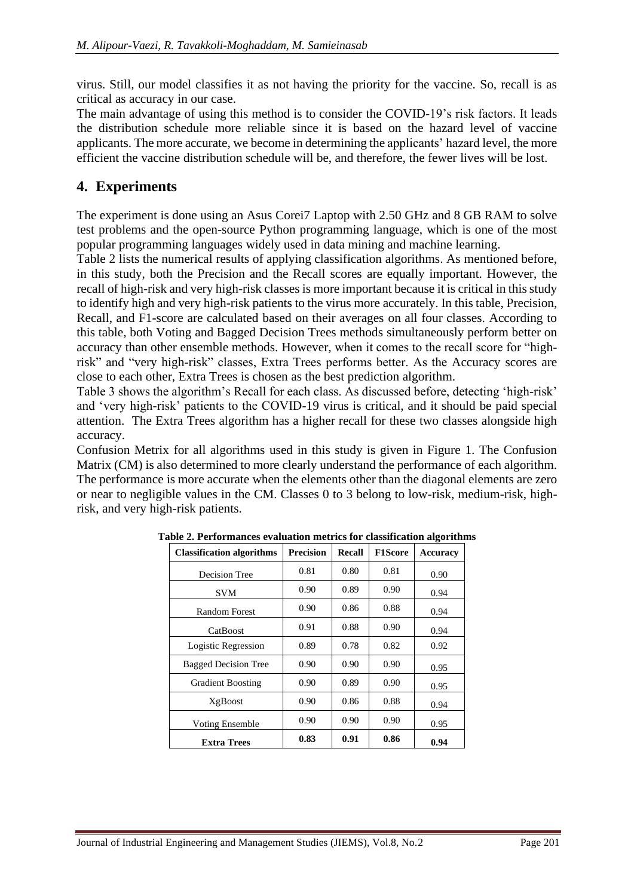virus. Still, our model classifies it as not having the priority for the vaccine. So, recall is as critical as accuracy in our case.

The main advantage of using this method is to consider the COVID-19's risk factors. It leads the distribution schedule more reliable since it is based on the hazard level of vaccine applicants. The more accurate, we become in determining the applicants' hazard level, the more efficient the vaccine distribution schedule will be, and therefore, the fewer lives will be lost.

## 4. Experiments

The experiment is done using an Asus Corei7 Laptop with 2.50 GHz and 8 GB RAM to solve test problems and the open-source Python programming language, which is one of the most popular programming languages widely used in data mining and machine learning.

Table 2 lists the numerical results of applying classification algorithms. As mentioned before, in this study, both the Precision and the Recall scores are equally important. However, the recall of high-risk and very high-risk classes is more important because it is critical in this study to identify high and very high-risk patients to the virus more accurately. In this table, Precision, Recall, and F1-score are calculated based on their averages on all four classes. According to this table, both Voting and Bagged Decision Trees methods simultaneously perform better on accuracy than other ensemble methods. However, when it comes to the recall score for "high-risk" and "very high-risk" classes, Extra Trees performs better. As the Accuracy scores are close to each other, Extra Trees is chosen as the best prediction algorithm.

Table 3 shows the algorithm's Recall for each class. As discussed before, detecting 'high-risk' and 'very high-risk' patients to the COVID-19 virus is critical, and it should be paid special attention. The Extra Trees algorithm has a higher recall for these two classes alongside high accuracy.

Confusion Metrix for all algorithms used in this study is given in Figure 1. The Confusion Matrix (CM) is also determined to more clearly understand the performance of each algorithm. The performance is more accurate when the elements other than the diagonal elements are zero or near to negligible values in the CM. Classes 0 to 3 belong to low-risk, medium-risk, high-risk, and very high-risk patients.

**Table 2. Performances evaluation metrics for classification algorithms**

| Classification algorithms | Precision | Recall | F1Score | Accuracy |
|---|---|---|---|---|
| Decision Tree | 0.81 | 0.80 | 0.81 | 0.90 |
| SVM | 0.90 | 0.89 | 0.90 | 0.94 |
| Random Forest | 0.90 | 0.86 | 0.88 | 0.94 |
| CatBoost | 0.91 | 0.88 | 0.90 | 0.94 |
| Logistic Regression | 0.89 | 0.78 | 0.82 | 0.92 |
| Bagged Decision Tree | 0.90 | 0.90 | 0.90 | 0.95 |
| Gradient Boosting | 0.90 | 0.89 | 0.90 | 0.95 |
| XgBoost | 0.90 | 0.86 | 0.88 | 0.94 |
| Voting Ensemble | 0.90 | 0.90 | 0.90 | 0.95 |
| **Extra Trees** | **0.83** | **0.91** | **0.86** | **0.94** |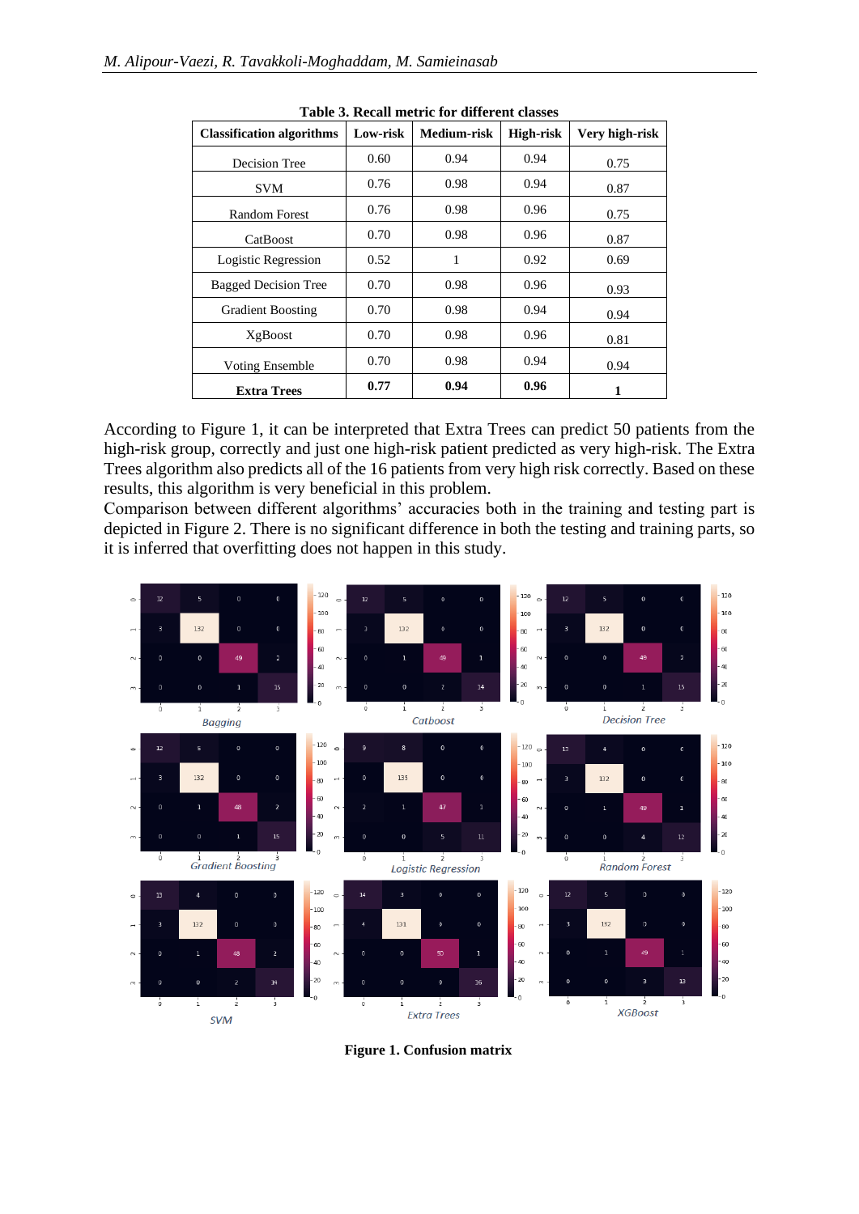**Table 3. Recall metric for different classes**

| Classification algorithms | Low-risk | Medium-risk | High-risk | Very high-risk |
|---|---|---|---|---|
| Decision Tree | 0.60 | 0.94 | 0.94 | 0.75 |
| SVM | 0.76 | 0.98 | 0.94 | 0.87 |
| Random Forest | 0.76 | 0.98 | 0.96 | 0.75 |
| CatBoost | 0.70 | 0.98 | 0.96 | 0.87 |
| Logistic Regression | 0.52 | 1 | 0.92 | 0.69 |
| Bagged Decision Tree | 0.70 | 0.98 | 0.96 | 0.93 |
| Gradient Boosting | 0.70 | 0.98 | 0.94 | 0.94 |
| XgBoost | 0.70 | 0.98 | 0.96 | 0.81 |
| Voting Ensemble | 0.70 | 0.98 | 0.94 | 0.94 |
| **Extra Trees** | **0.77** | **0.94** | **0.96** | **1** |

According to Figure 1, it can be interpreted that Extra Trees can predict 50 patients from the high-risk group, correctly and just one high-risk patient predicted as very high-risk. The Extra Trees algorithm also predicts all of the 16 patients from very high risk correctly. Based on these results, this algorithm is very beneficial in this problem.

Comparison between different algorithms' accuracies both in the training and testing part is depicted in Figure 2. There is no significant difference in both the testing and training parts, so it is inferred that overfitting does not happen in this study.

**Figure 1. Confusion matrix**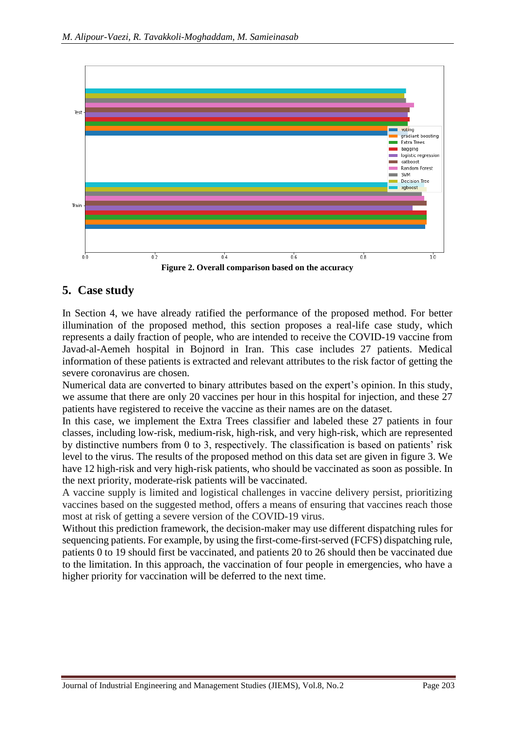**Figure 2. Overall comparison based on the accuracy**

## 5. Case study

In Section 4, we have already ratified the performance of the proposed method. For better illumination of the proposed method, this section proposes a real-life case study, which represents a daily fraction of people, who are intended to receive the COVID-19 vaccine from Javad-al-Aemeh hospital in Bojnord in Iran. This case includes 27 patients. Medical information of these patients is extracted and relevant attributes to the risk factor of getting the severe coronavirus are chosen.

Numerical data are converted to binary attributes based on the expert's opinion. In this study, we assume that there are only 20 vaccines per hour in this hospital for injection, and these 27 patients have registered to receive the vaccine as their names are on the dataset.

In this case, we implement the Extra Trees classifier and labeled these 27 patients in four classes, including low-risk, medium-risk, high-risk, and very high-risk, which are represented by distinctive numbers from 0 to 3, respectively. The classification is based on patients' risk level to the virus. The results of the proposed method on this data set are given in figure 3. We have 12 high-risk and very high-risk patients, who should be vaccinated as soon as possible. In the next priority, moderate-risk patients will be vaccinated.

A vaccine supply is limited and logistical challenges in vaccine delivery persist, prioritizing vaccines based on the suggested method, offers a means of ensuring that vaccines reach those most at risk of getting a severe version of the COVID-19 virus.

Without this prediction framework, the decision-maker may use different dispatching rules for sequencing patients. For example, by using the first-come-first-served (FCFS) dispatching rule, patients 0 to 19 should first be vaccinated, and patients 20 to 26 should then be vaccinated due to the limitation. In this approach, the vaccination of four people in emergencies, who have a higher priority for vaccination will be deferred to the next time.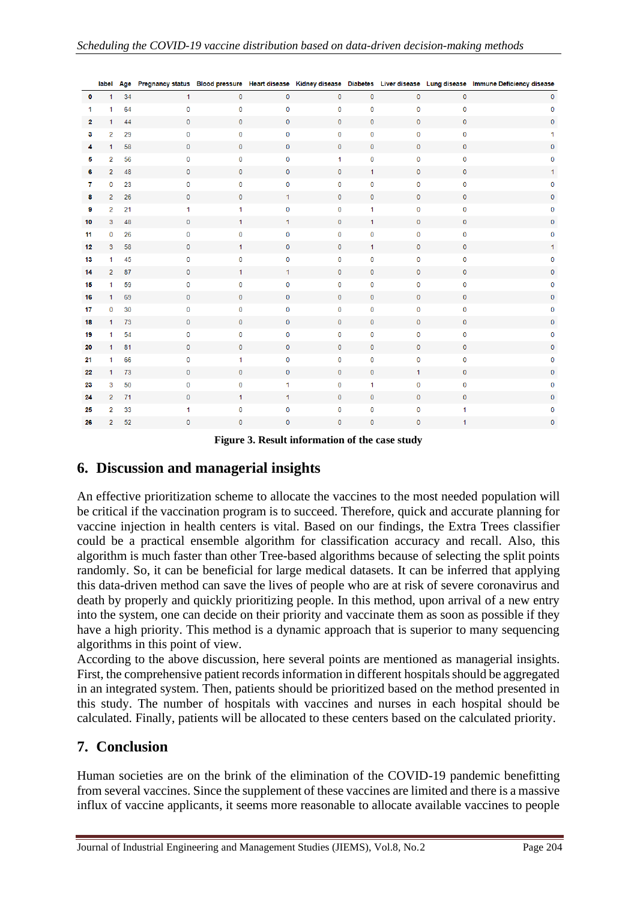|  | label | Age | Pregnancy status | Blood pressure | Heart disease | Kidney disease | Diabetes | Liver disease | Lung disease | Immune Deficiency disease |
|---|---|---|---|---|---|---|---|---|---|---|
| 0 | 1 | 34 | 1 | 0 | 0 | 0 | 0 | 0 | 0 | 0 |
| 1 | 1 | 64 | 0 | 0 | 0 | 0 | 0 | 0 | 0 | 0 |
| 2 | 1 | 44 | 0 | 0 | 0 | 0 | 0 | 0 | 0 | 0 |
| 3 | 2 | 29 | 0 | 0 | 0 | 0 | 0 | 0 | 0 | 1 |
| 4 | 1 | 58 | 0 | 0 | 0 | 0 | 0 | 0 | 0 | 0 |
| 5 | 2 | 56 | 0 | 0 | 0 | 1 | 0 | 0 | 0 | 0 |
| 6 | 2 | 48 | 0 | 0 | 0 | 0 | 1 | 0 | 0 | 1 |
| 7 | 0 | 23 | 0 | 0 | 0 | 0 | 0 | 0 | 0 | 0 |
| 8 | 2 | 26 | 0 | 0 | 1 | 0 | 0 | 0 | 0 | 0 |
| 9 | 2 | 21 | 1 | 1 | 0 | 0 | 1 | 0 | 0 | 0 |
| 10 | 3 | 48 | 0 | 1 | 1 | 0 | 1 | 0 | 0 | 0 |
| 11 | 0 | 26 | 0 | 0 | 0 | 0 | 0 | 0 | 0 | 0 |
| 12 | 3 | 58 | 0 | 1 | 0 | 0 | 1 | 0 | 0 | 1 |
| 13 | 1 | 45 | 0 | 0 | 0 | 0 | 0 | 0 | 0 | 0 |
| 14 | 2 | 87 | 0 | 1 | 1 | 0 | 0 | 0 | 0 | 0 |
| 15 | 1 | 59 | 0 | 0 | 0 | 0 | 0 | 0 | 0 | 0 |
| 16 | 1 | 69 | 0 | 0 | 0 | 0 | 0 | 0 | 0 | 0 |
| 17 | 0 | 30 | 0 | 0 | 0 | 0 | 0 | 0 | 0 | 0 |
| 18 | 1 | 73 | 0 | 0 | 0 | 0 | 0 | 0 | 0 | 0 |
| 19 | 1 | 54 | 0 | 0 | 0 | 0 | 0 | 0 | 0 | 0 |
| 20 | 1 | 81 | 0 | 0 | 0 | 0 | 0 | 0 | 0 | 0 |
| 21 | 1 | 66 | 0 | 1 | 0 | 0 | 0 | 0 | 0 | 0 |
| 22 | 1 | 73 | 0 | 0 | 0 | 0 | 0 | 1 | 0 | 0 |
| 23 | 3 | 50 | 0 | 0 | 1 | 0 | 1 | 0 | 0 | 0 |
| 24 | 2 | 71 | 0 | 1 | 1 | 0 | 0 | 0 | 0 | 0 |
| 25 | 2 | 33 | 1 | 0 | 0 | 0 | 0 | 0 | 1 | 0 |
| 26 | 2 | 52 | 0 | 0 | 0 | 0 | 0 | 0 | 1 | 0 |

**Figure 3. Result information of the case study**

## 6. Discussion and managerial insights

An effective prioritization scheme to allocate the vaccines to the most needed population will be critical if the vaccination program is to succeed. Therefore, quick and accurate planning for vaccine injection in health centers is vital. Based on our findings, the Extra Trees classifier could be a practical ensemble algorithm for classification accuracy and recall. Also, this algorithm is much faster than other Tree-based algorithms because of selecting the split points randomly. So, it can be beneficial for large medical datasets. It can be inferred that applying this data-driven method can save the lives of people who are at risk of severe coronavirus and death by properly and quickly prioritizing people. In this method, upon arrival of a new entry into the system, one can decide on their priority and vaccinate them as soon as possible if they have a high priority. This method is a dynamic approach that is superior to many sequencing algorithms in this point of view.

According to the above discussion, here several points are mentioned as managerial insights. First, the comprehensive patient records information in different hospitals should be aggregated in an integrated system. Then, patients should be prioritized based on the method presented in this study. The number of hospitals with vaccines and nurses in each hospital should be calculated. Finally, patients will be allocated to these centers based on the calculated priority.

## 7. Conclusion

Human societies are on the brink of the elimination of the COVID-19 pandemic benefitting from several vaccines. Since the supplement of these vaccines are limited and there is a massive influx of vaccine applicants, it seems more reasonable to allocate available vaccines to people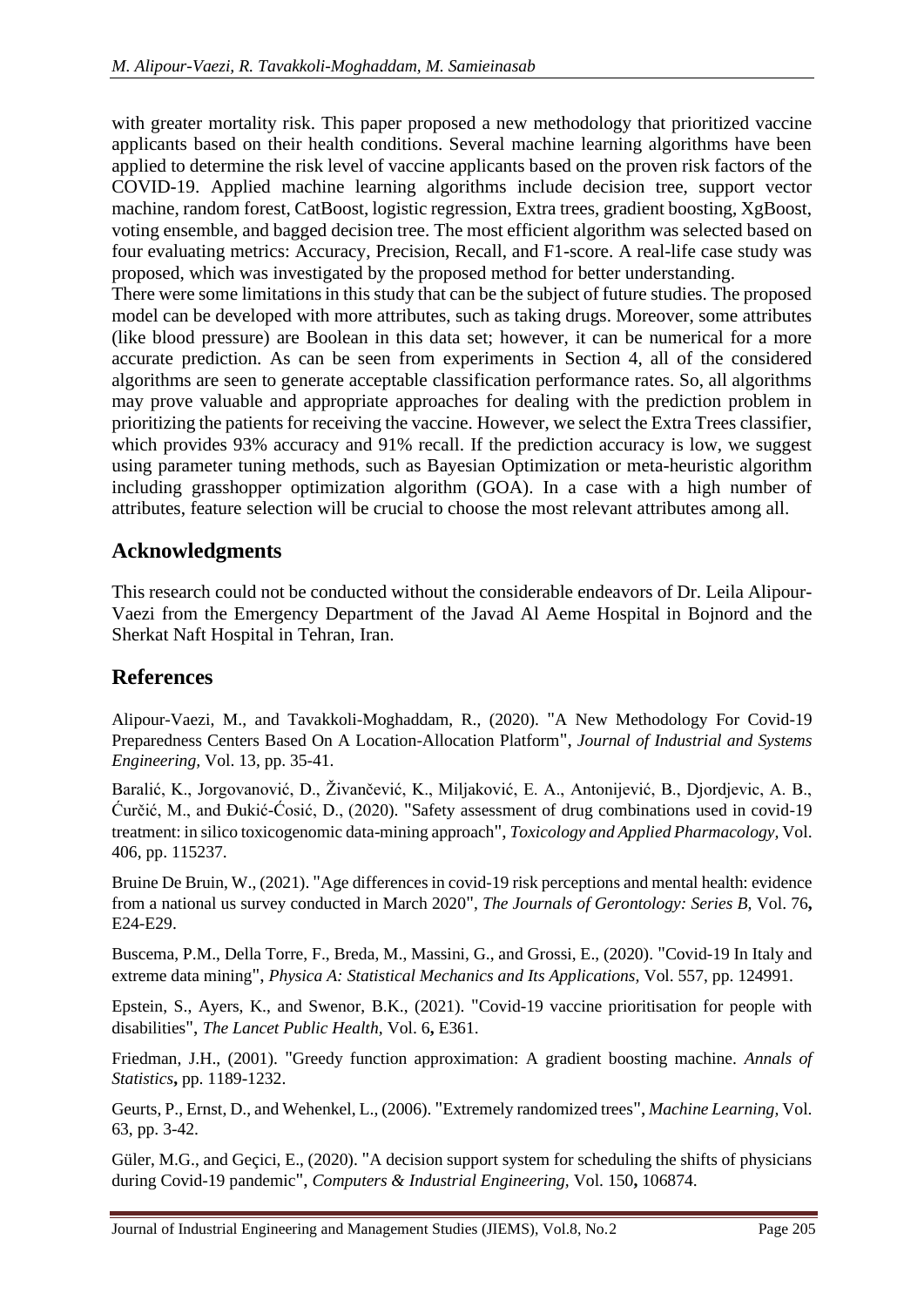with greater mortality risk. This paper proposed a new methodology that prioritized vaccine applicants based on their health conditions. Several machine learning algorithms have been applied to determine the risk level of vaccine applicants based on the proven risk factors of the COVID-19. Applied machine learning algorithms include decision tree, support vector machine, random forest, CatBoost, logistic regression, Extra trees, gradient boosting, XgBoost, voting ensemble, and bagged decision tree. The most efficient algorithm was selected based on four evaluating metrics: Accuracy, Precision, Recall, and F1-score. A real-life case study was proposed, which was investigated by the proposed method for better understanding.

There were some limitations in this study that can be the subject of future studies. The proposed model can be developed with more attributes, such as taking drugs. Moreover, some attributes (like blood pressure) are Boolean in this data set; however, it can be numerical for a more accurate prediction. As can be seen from experiments in Section 4, all of the considered algorithms are seen to generate acceptable classification performance rates. So, all algorithms may prove valuable and appropriate approaches for dealing with the prediction problem in prioritizing the patients for receiving the vaccine. However, we select the Extra Trees classifier, which provides 93% accuracy and 91% recall. If the prediction accuracy is low, we suggest using parameter tuning methods, such as Bayesian Optimization or meta-heuristic algorithm including grasshopper optimization algorithm (GOA). In a case with a high number of attributes, feature selection will be crucial to choose the most relevant attributes among all.

## Acknowledgments

This research could not be conducted without the considerable endeavors of Dr. Leila Alipour-Vaezi from the Emergency Department of the Javad Al Aeme Hospital in Bojnord and the Sherkat Naft Hospital in Tehran, Iran.

## References

Alipour-Vaezi, M., and Tavakkoli-Moghaddam, R., (2020). "A New Methodology For Covid-19 Preparedness Centers Based On A Location-Allocation Platform", *Journal of Industrial and Systems Engineering,* Vol. 13, pp. 35-41.

Baralić, K., Jorgovanović, D., Živančević, K., Miljaković, E. A., Antonijević, B., Djordjevic, A. B., Ćurčić, M., and Đukić-Ćosić, D., (2020). "Safety assessment of drug combinations used in covid-19 treatment: in silico toxicogenomic data-mining approach", *Toxicology and Applied Pharmacology,* Vol. 406, pp. 115237.

Bruine De Bruin, W., (2021). "Age differences in covid-19 risk perceptions and mental health: evidence from a national us survey conducted in March 2020", *The Journals of Gerontology: Series B,* Vol. 76**,** E24-E29.

Buscema, P.M., Della Torre, F., Breda, M., Massini, G., and Grossi, E., (2020). "Covid-19 In Italy and extreme data mining", *Physica A: Statistical Mechanics and Its Applications,* Vol. 557, pp. 124991.

Epstein, S., Ayers, K., and Swenor, B.K., (2021). "Covid-19 vaccine prioritisation for people with disabilities", *The Lancet Public Health,* Vol. 6**,** E361.

Friedman, J.H., (2001). "Greedy function approximation: A gradient boosting machine. *Annals of Statistics***,** pp. 1189-1232.

Geurts, P., Ernst, D., and Wehenkel, L., (2006). "Extremely randomized trees", *Machine Learning,* Vol. 63, pp. 3-42.

Güler, M.G., and Geçici, E., (2020). "A decision support system for scheduling the shifts of physicians during Covid-19 pandemic", *Computers & Industrial Engineering,* Vol. 150**,** 106874.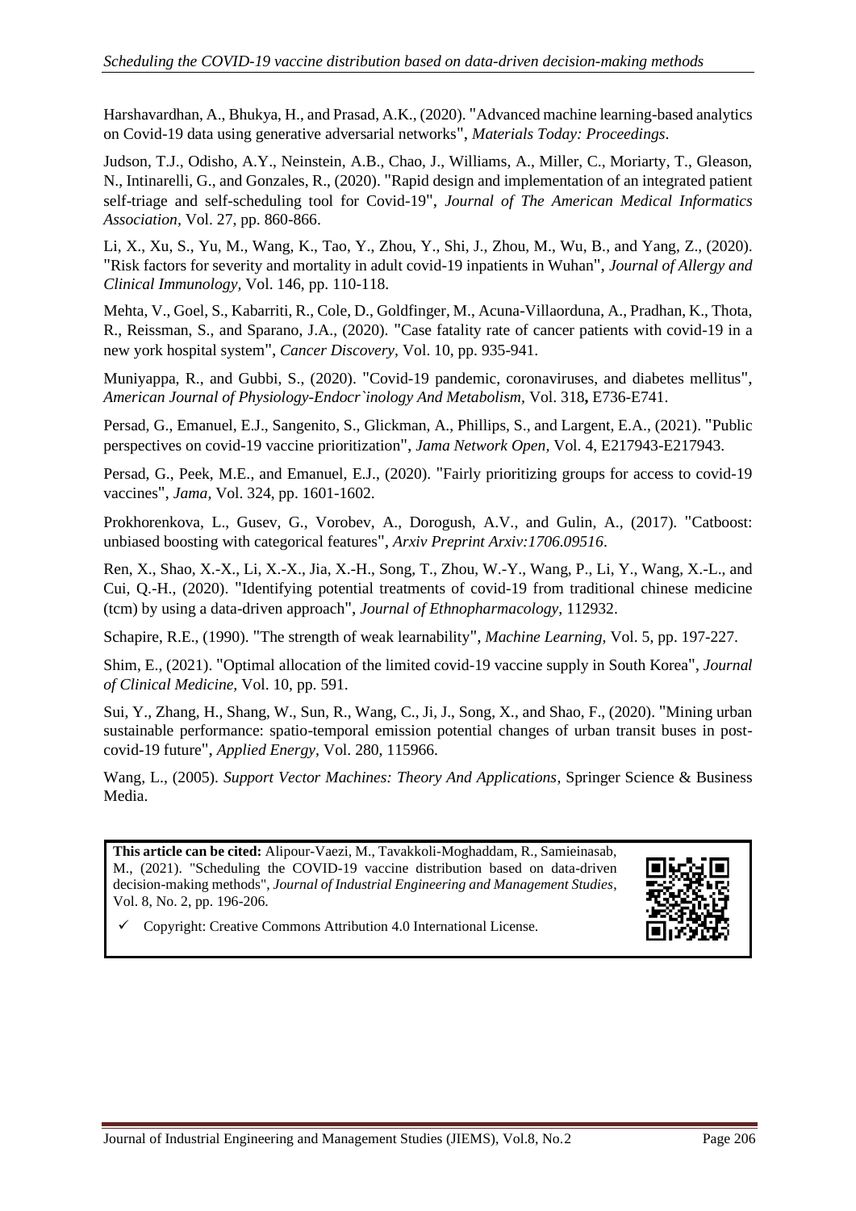Harshavardhan, A., Bhukya, H., and Prasad, A.K., (2020). "Advanced machine learning-based analytics on Covid-19 data using generative adversarial networks", *Materials Today: Proceedings*.

Judson, T.J., Odisho, A.Y., Neinstein, A.B., Chao, J., Williams, A., Miller, C., Moriarty, T., Gleason, N., Intinarelli, G., and Gonzales, R., (2020). "Rapid design and implementation of an integrated patient self-triage and self-scheduling tool for Covid-19", *Journal of The American Medical Informatics Association*, Vol. 27, pp. 860-866.

Li, X., Xu, S., Yu, M., Wang, K., Tao, Y., Zhou, Y., Shi, J., Zhou, M., Wu, B., and Yang, Z., (2020). "Risk factors for severity and mortality in adult covid-19 inpatients in Wuhan", *Journal of Allergy and Clinical Immunology,* Vol. 146, pp. 110-118.

Mehta, V., Goel, S., Kabarriti, R., Cole, D., Goldfinger, M., Acuna-Villaorduna, A., Pradhan, K., Thota, R., Reissman, S., and Sparano, J.A., (2020). "Case fatality rate of cancer patients with covid-19 in a new york hospital system", *Cancer Discovery,* Vol. 10, pp. 935-941.

Muniyappa, R., and Gubbi, S., (2020). "Covid-19 pandemic, coronaviruses, and diabetes mellitus", *American Journal of Physiology-Endocr`inology And Metabolism,* Vol. 318**,** E736-E741.

Persad, G., Emanuel, E.J., Sangenito, S., Glickman, A., Phillips, S., and Largent, E.A., (2021). "Public perspectives on covid-19 vaccine prioritization", *Jama Network Open,* Vol. 4, E217943-E217943.

Persad, G., Peek, M.E., and Emanuel, E.J., (2020). "Fairly prioritizing groups for access to covid-19 vaccines", *Jama,* Vol. 324, pp. 1601-1602.

Prokhorenkova, L., Gusev, G., Vorobev, A., Dorogush, A.V., and Gulin, A., (2017). "Catboost: unbiased boosting with categorical features", *Arxiv Preprint Arxiv:1706.09516*.

Ren, X., Shao, X.-X., Li, X.-X., Jia, X.-H., Song, T., Zhou, W.-Y., Wang, P., Li, Y., Wang, X.-L., and Cui, Q.-H., (2020). "Identifying potential treatments of covid-19 from traditional chinese medicine (tcm) by using a data-driven approach", *Journal of Ethnopharmacology*, 112932.

Schapire, R.E., (1990). "The strength of weak learnability", *Machine Learning,* Vol. 5, pp. 197-227.

Shim, E., (2021). "Optimal allocation of the limited covid-19 vaccine supply in South Korea", *Journal of Clinical Medicine,* Vol. 10, pp. 591.

Sui, Y., Zhang, H., Shang, W., Sun, R., Wang, C., Ji, J., Song, X., and Shao, F., (2020). "Mining urban sustainable performance: spatio-temporal emission potential changes of urban transit buses in post-covid-19 future", *Applied Energy,* Vol. 280, 115966.

Wang, L., (2005). *Support Vector Machines: Theory And Applications*, Springer Science & Business Media.

**This article can be cited:** Alipour-Vaezi, M., Tavakkoli-Moghaddam, R., Samieinasab, M., (2021). "Scheduling the COVID-19 vaccine distribution based on data-driven decision-making methods", *Journal of Industrial Engineering and Management Studies*, Vol. 8, No. 2, pp. 196-206.

- ✓ Copyright: Creative Commons Attribution 4.0 International License.